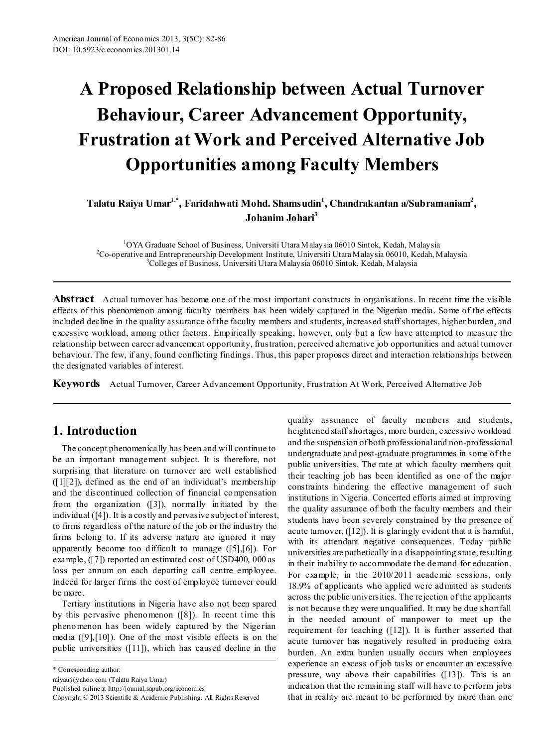# A Proposed Relationship between Actual Turnover Behaviour, Career Advancement Opportunity, Frustration at Work and Perceived Alternative Job Opportunities among Faculty Members

**Talatu Raiya Umar[1,*], Faridahwati Mohd. Shamsudin[1], Chandrakantan a/Subramaniam[2], Johanim Johari[3]**

[1]OYA Graduate School of Business, Universiti Utara Malaysia 06010 Sintok, Kedah, Malaysia
[2]Co-operative and Entrepreneurship Development Institute, Universiti Utara Malaysia 06010, Kedah, Malaysia
[3]Colleges of Business, Universiti Utara Malaysia 06010 Sintok, Kedah, Malaysia

**Abstract** Actual turnover has become one of the most important constructs in organisations. In recent time the visible effects of this phenomenon among faculty members has been widely captured in the Nigerian media. Some of the effects included decline in the quality assurance of the faculty members and students, increased staff shortages, higher burden, and excessive workload, among other factors. Empirically speaking, however, only but a few have attempted to measure the relationship between career advancement opportunity, frustration, perceived alternative job opportunities and actual turnover behaviour. The few, if any, found conflicting findings. Thus, this paper proposes direct and interaction relationships between the designated variables of interest.

**Keywords** Actual Turnover, Career Advancement Opportunity, Frustration At Work, Perceived Alternative Job

## 1. Introduction

The concept phenomenically has been and will continue to be an important management subject. It is therefore, not surprising that literature on turnover are well established ([1][2]), defined as the end of an individual's membership and the discontinued collection of financial compensation from the organization ([3]), normally initiated by the individual ([4]). It is a costly and pervasive subject of interest, to firms regardless of the nature of the job or the industry the firms belong to. If its adverse nature are ignored it may apparently become too difficult to manage ([5],[6]). For example, ([7]) reported an estimated cost of USD400, 000 as loss per annum on each departing call centre employee. Indeed for larger firms the cost of employee turnover could be more.

Tertiary institutions in Nigeria have also not been spared by this pervasive phenomenon ([8]). In recent time this phenomenon has been widely captured by the Nigerian media ([9],[10]). One of the most visible effects is on the public universities ([11]), which has caused decline in the quality assurance of faculty members and students, heightened staff shortages, more burden, excessive workload and the suspension of both professional and non-professional undergraduate and post-graduate programmes in some of the public universities. The rate at which faculty members quit their teaching job has been identified as one of the major constraints hindering the effective management of such institutions in Nigeria. Concerted efforts aimed at improving the quality assurance of both the faculty members and their students have been severely constrained by the presence of acute turnover, ([12]). It is glaringly evident that it is harmful, with its attendant negative consequences. Today public universities are pathetically in a disappointing state, resulting in their inability to accommodate the demand for education. For example, in the 2010/2011 academic sessions, only 18.9% of applicants who applied were admitted as students across the public universities. The rejection of the applicants is not because they were unqualified. It may be due shortfall in the needed amount of manpower to meet up the requirement for teaching ([12]). It is further asserted that acute turnover has negatively resulted in producing extra burden. An extra burden usually occurs when employees experience an excess of job tasks or encounter an excessive pressure, way above their capabilities ([13]). This is an indication that the remaining staff will have to perform jobs that in reality are meant to be performed by more than one

* Corresponding author:
raiyau@yahoo.com (Talatu Raiya Umar)
Published online at http://journal.sapub.org/economics
Copyright © 2013 Scientific & Academic Publishing. All Rights Reserved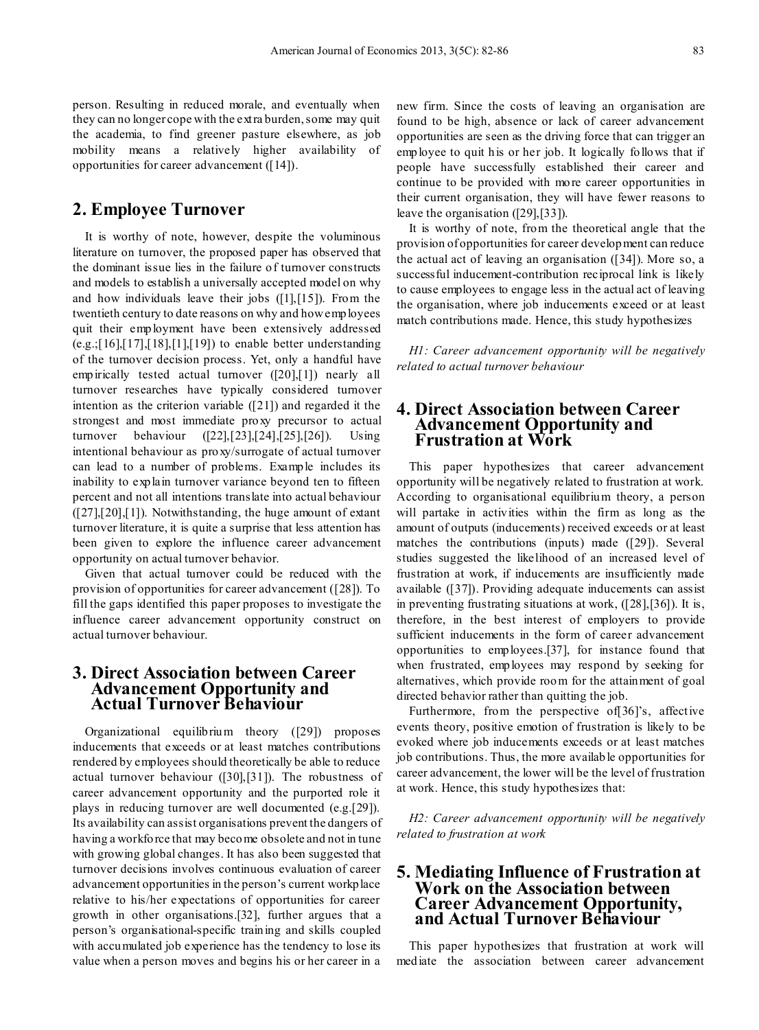person. Resulting in reduced morale, and eventually when they can no longer cope with the extra burden, some may quit the academia, to find greener pasture elsewhere, as job mobility means a relatively higher availability of opportunities for career advancement ([14]).

## 2. Employee Turnover

It is worthy of note, however, despite the voluminous literature on turnover, the proposed paper has observed that the dominant issue lies in the failure of turnover constructs and models to establish a universally accepted model on why and how individuals leave their jobs ([1],[15]). From the twentieth century to date reasons on why and how employees quit their employment have been extensively addressed (e.g.;[16],[17],[18],[1],[19]) to enable better understanding of the turnover decision process. Yet, only a handful have empirically tested actual turnover ([20],[1]) nearly all turnover researches have typically considered turnover intention as the criterion variable ([21]) and regarded it the strongest and most immediate proxy precursor to actual turnover behaviour ([22],[23],[24],[25],[26]). Using intentional behaviour as proxy/surrogate of actual turnover can lead to a number of problems. Example includes its inability to explain turnover variance beyond ten to fifteen percent and not all intentions translate into actual behaviour ([27],[20],[1]). Notwithstanding, the huge amount of extant turnover literature, it is quite a surprise that less attention has been given to explore the influence career advancement opportunity on actual turnover behavior.

Given that actual turnover could be reduced with the provision of opportunities for career advancement ([28]). To fill the gaps identified this paper proposes to investigate the influence career advancement opportunity construct on actual turnover behaviour.

## 3. Direct Association between Career Advancement Opportunity and Actual Turnover Behaviour

Organizational equilibrium theory ([29]) proposes inducements that exceeds or at least matches contributions rendered by employees should theoretically be able to reduce actual turnover behaviour ([30],[31]). The robustness of career advancement opportunity and the purported role it plays in reducing turnover are well documented (e.g.[29]). Its availability can assist organisations prevent the dangers of having a workforce that may become obsolete and not in tune with growing global changes. It has also been suggested that turnover decisions involves continuous evaluation of career advancement opportunities in the person's current workplace relative to his/her expectations of opportunities for career growth in other organisations.[32], further argues that a person's organisational-specific training and skills coupled with accumulated job experience has the tendency to lose its value when a person moves and begins his or her career in a new firm. Since the costs of leaving an organisation are found to be high, absence or lack of career advancement opportunities are seen as the driving force that can trigger an employee to quit his or her job. It logically follows that if people have successfully established their career and continue to be provided with more career opportunities in their current organisation, they will have fewer reasons to leave the organisation ([29],[33]).

It is worthy of note, from the theoretical angle that the provision of opportunities for career development can reduce the actual act of leaving an organisation ([34]). More so, a successful inducement-contribution reciprocal link is likely to cause employees to engage less in the actual act of leaving the organisation, where job inducements exceed or at least match contributions made. Hence, this study hypothesizes

*H1: Career advancement opportunity will be negatively related to actual turnover behaviour*

## 4. Direct Association between Career Advancement Opportunity and Frustration at Work

This paper hypothesizes that career advancement opportunity will be negatively related to frustration at work. According to organisational equilibrium theory, a person will partake in activities within the firm as long as the amount of outputs (inducements) received exceeds or at least matches the contributions (inputs) made ([29]). Several studies suggested the likelihood of an increased level of frustration at work, if inducements are insufficiently made available ([37]). Providing adequate inducements can assist in preventing frustrating situations at work, ([28],[36]). It is, therefore, in the best interest of employers to provide sufficient inducements in the form of career advancement opportunities to employees.[37], for instance found that when frustrated, employees may respond by seeking for alternatives, which provide room for the attainment of goal directed behavior rather than quitting the job.

Furthermore, from the perspective of[36]'s, affective events theory, positive emotion of frustration is likely to be evoked where job inducements exceeds or at least matches job contributions. Thus, the more available opportunities for career advancement, the lower will be the level of frustration at work. Hence, this study hypothesizes that:

*H2: Career advancement opportunity will be negatively related to frustration at work*

## 5. Mediating Influence of Frustration at Work on the Association between Career Advancement Opportunity, and Actual Turnover Behaviour

This paper hypothesizes that frustration at work will mediate the association between career advancement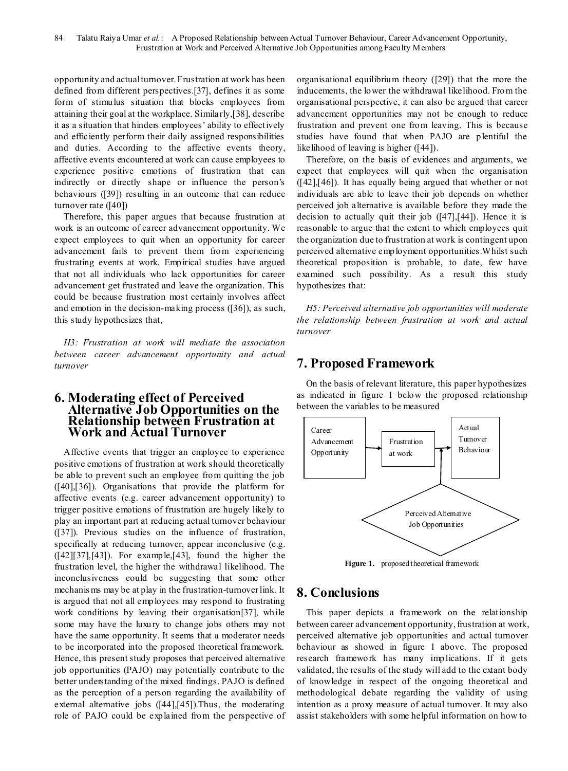opportunity and actual turnover. Frustration at work has been defined from different perspectives.[37], defines it as some form of stimulus situation that blocks employees from attaining their goal at the workplace. Similarly,[38], describe it as a situation that hinders employees' ability to effectively and efficiently perform their daily assigned responsibilities and duties. According to the affective events theory, affective events encountered at work can cause employees to experience positive emotions of frustration that can indirectly or directly shape or influence the person's behaviours ([39]) resulting in an outcome that can reduce turnover rate ([40])

Therefore, this paper argues that because frustration at work is an outcome of career advancement opportunity. We expect employees to quit when an opportunity for career advancement fails to prevent them from experiencing frustrating events at work. Empirical studies have argued that not all individuals who lack opportunities for career advancement get frustrated and leave the organization. This could be because frustration most certainly involves affect and emotion in the decision-making process ([36]), as such, this study hypothesizes that,

*H3: Frustration at work will mediate the association between career advancement opportunity and actual turnover*

## 6. Moderating effect of Perceived Alternative Job Opportunities on the Relationship between Frustration at Work and Actual Turnover

Affective events that trigger an employee to experience positive emotions of frustration at work should theoretically be able to prevent such an employee from quitting the job ([40],[36]). Organisations that provide the platform for affective events (e.g. career advancement opportunity) to trigger positive emotions of frustration are hugely likely to play an important part at reducing actual turnover behaviour ([37]). Previous studies on the influence of frustration, specifically at reducing turnover, appear inconclusive (e.g. ([42][37],[43]). For example,[43], found the higher the frustration level, the higher the withdrawal likelihood. The inconclusiveness could be suggesting that some other mechanisms may be at play in the frustration-turnover link. It is argued that not all employees may respond to frustrating work conditions by leaving their organisation[37], while some may have the luxury to change jobs others may not have the same opportunity. It seems that a moderator needs to be incorporated into the proposed theoretical framework. Hence, this present study proposes that perceived alternative job opportunities (PAJO) may potentially contribute to the better understanding of the mixed findings. PAJO is defined as the perception of a person regarding the availability of external alternative jobs ([44],[45]).Thus, the moderating role of PAJO could be explained from the perspective of organisational equilibrium theory ([29]) that the more the inducements, the lower the withdrawal likelihood. From the organisational perspective, it can also be argued that career advancement opportunities may not be enough to reduce frustration and prevent one from leaving. This is because studies have found that when PAJO are plentiful the likelihood of leaving is higher ([44]).

Therefore, on the basis of evidences and arguments, we expect that employees will quit when the organisation ([42],[46]). It has equally being argued that whether or not individuals are able to leave their job depends on whether perceived job alternative is available before they made the decision to actually quit their job ([47],[44]). Hence it is reasonable to argue that the extent to which employees quit the organization due to frustration at work is contingent upon perceived alternative employment opportunities.Whilst such theoretical proposition is probable, to date, few have examined such possibility. As a result this study hypothesizes that:

*H5: Perceived alternative job opportunities will moderate the relationship between frustration at work and actual turnover*

## 7. Proposed Framework

On the basis of relevant literature, this paper hypothesizes as indicated in figure 1 below the proposed relationship between the variables to be measured

Career Advancement Opportunity → Frustration at work → Actual Turnover Behaviour

Perceived Alternative Job Opportunities

**Figure 1.** proposed theoretical framework

## 8. Conclusions

This paper depicts a framework on the relationship between career advancement opportunity, frustration at work, perceived alternative job opportunities and actual turnover behaviour as showed in figure 1 above. The proposed research framework has many implications. If it gets validated, the results of the study will add to the extant body of knowledge in respect of the ongoing theoretical and methodological debate regarding the validity of using intention as a proxy measure of actual turnover. It may also assist stakeholders with some helpful information on how to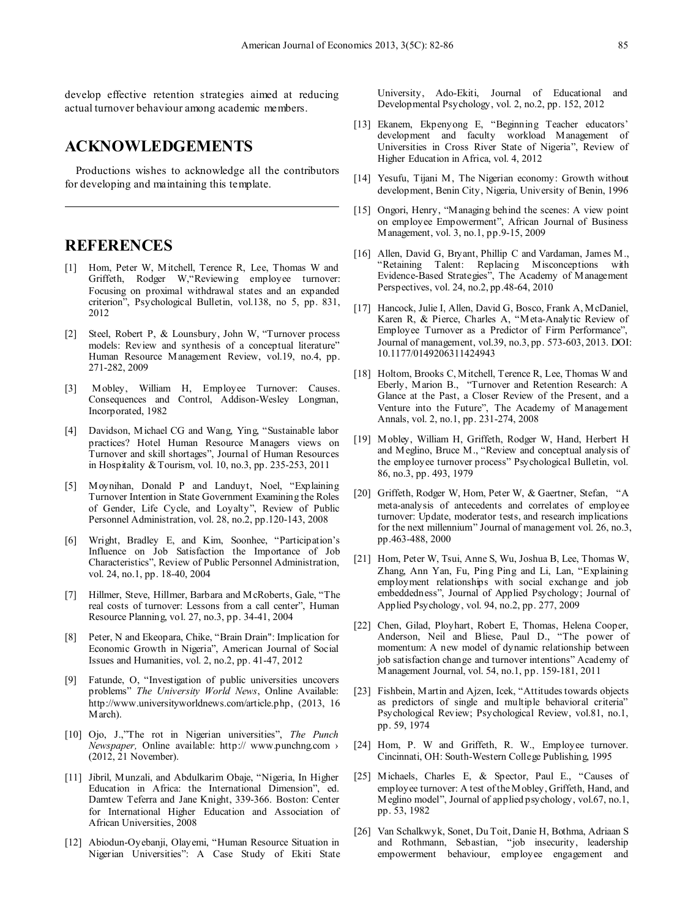develop effective retention strategies aimed at reducing actual turnover behaviour among academic members.

# ACKNOWLEDGEMENTS

Productions wishes to acknowledge all the contributors for developing and maintaining this template.

---

# REFERENCES

[1] Hom, Peter W, Mitchell, Terence R, Lee, Thomas W and Griffeth, Rodger W,"Reviewing employee turnover: Focusing on proximal withdrawal states and an expanded criterion", Psychological Bulletin, vol.138, no 5, pp. 831, 2012

[2] Steel, Robert P, & Lounsbury, John W, "Turnover process models: Review and synthesis of a conceptual literature" Human Resource Management Review, vol.19, no.4, pp. 271-282, 2009

[3] Mobley, William H, Employee Turnover: Causes. Consequences and Control, Addison-Wesley Longman, Incorporated, 1982

[4] Davidson, Michael CG and Wang, Ying, "Sustainable labor practices? Hotel Human Resource Managers views on Turnover and skill shortages", Journal of Human Resources in Hospitality & Tourism, vol. 10, no.3, pp. 235-253, 2011

[5] Moynihan, Donald P and Landuyt, Noel, "Explaining Turnover Intention in State Government Examining the Roles of Gender, Life Cycle, and Loyalty", Review of Public Personnel Administration, vol. 28, no.2, pp.120-143, 2008

[6] Wright, Bradley E, and Kim, Soonhee, "Participation's Influence on Job Satisfaction the Importance of Job Characteristics", Review of Public Personnel Administration, vol. 24, no.1, pp. 18-40, 2004

[7] Hillmer, Steve, Hillmer, Barbara and McRoberts, Gale, "The real costs of turnover: Lessons from a call center", Human Resource Planning, vol. 27, no.3, pp. 34-41, 2004

[8] Peter, N and Ekeopara, Chike, "Brain Drain": Implication for Economic Growth in Nigeria", American Journal of Social Issues and Humanities, vol. 2, no.2, pp. 41-47, 2012

[9] Fatunde, O, "Investigation of public universities uncovers problems" *The University World News*, Online Available: http://www.universityworldnews.com/article.php, (2013, 16 March).

[10] Ojo, J.,"The rot in Nigerian universities", *The Punch Newspaper,* Online available: http:// www.punchng.com › (2012, 21 November).

[11] Jibril, Munzali, and Abdulkarim Obaje, "Nigeria, In Higher Education in Africa: the International Dimension", ed. Damtew Teferra and Jane Knight, 339-366. Boston: Center for International Higher Education and Association of African Universities, 2008

[12] Abiodun-Oyebanji, Olayemi, "Human Resource Situation in Nigerian Universities": A Case Study of Ekiti State University, Ado-Ekiti, Journal of Educational and Developmental Psychology, vol. 2, no.2, pp. 152, 2012

[13] Ekanem, Ekpenyong E, "Beginning Teacher educators' development and faculty workload Management of Universities in Cross River State of Nigeria", Review of Higher Education in Africa, vol. 4, 2012

[14] Yesufu, Tijani M, The Nigerian economy: Growth without development, Benin City, Nigeria, University of Benin, 1996

[15] Ongori, Henry, "Managing behind the scenes: A view point on employee Empowerment", African Journal of Business Management, vol. 3, no.1, pp.9-15, 2009

[16] Allen, David G, Bryant, Phillip C and Vardaman, James M., "Retaining Talent: Replacing Misconceptions with Evidence-Based Strategies", The Academy of Management Perspectives, vol. 24, no.2, pp.48-64, 2010

[17] Hancock, Julie I, Allen, David G, Bosco, Frank A, McDaniel, Karen R, & Pierce, Charles A, "Meta-Analytic Review of Employee Turnover as a Predictor of Firm Performance", Journal of management, vol.39, no.3, pp. 573-603, 2013. DOI: 10.1177/0149206311424943

[18] Holtom, Brooks C, Mitchell, Terence R, Lee, Thomas W and Eberly, Marion B., "Turnover and Retention Research: A Glance at the Past, a Closer Review of the Present, and a Venture into the Future", The Academy of Management Annals, vol. 2, no.1, pp. 231-274, 2008

[19] Mobley, William H, Griffeth, Rodger W, Hand, Herbert H and Meglino, Bruce M., "Review and conceptual analysis of the employee turnover process" Psychological Bulletin, vol. 86, no.3, pp. 493, 1979

[20] Griffeth, Rodger W, Hom, Peter W, & Gaertner, Stefan, "A meta-analysis of antecedents and correlates of employee turnover: Update, moderator tests, and research implications for the next millennium" Journal of management vol. 26, no.3, pp.463-488, 2000

[21] Hom, Peter W, Tsui, Anne S, Wu, Joshua B, Lee, Thomas W, Zhang, Ann Yan, Fu, Ping Ping and Li, Lan, "Explaining employment relationships with social exchange and job embeddedness", Journal of Applied Psychology; Journal of Applied Psychology, vol. 94, no.2, pp. 277, 2009

[22] Chen, Gilad, Ployhart, Robert E, Thomas, Helena Cooper, Anderson, Neil and Bliese, Paul D., "The power of momentum: A new model of dynamic relationship between job satisfaction change and turnover intentions" Academy of Management Journal, vol. 54, no.1, pp. 159-181, 2011

[23] Fishbein, Martin and Ajzen, Icek, "Attitudes towards objects as predictors of single and multiple behavioral criteria" Psychological Review; Psychological Review, vol.81, no.1, pp. 59, 1974

[24] Hom, P. W and Griffeth, R. W., Employee turnover. Cincinnati, OH: South-Western College Publishing, 1995

[25] Michaels, Charles E, & Spector, Paul E., "Causes of employee turnover: A test of the Mobley, Griffeth, Hand, and Meglino model", Journal of applied psychology, vol.67, no.1, pp. 53, 1982

[26] Van Schalkwyk, Sonet, Du Toit, Danie H, Bothma, Adriaan S and Rothmann, Sebastian, "job insecurity, leadership empowerment behaviour, employee engagement and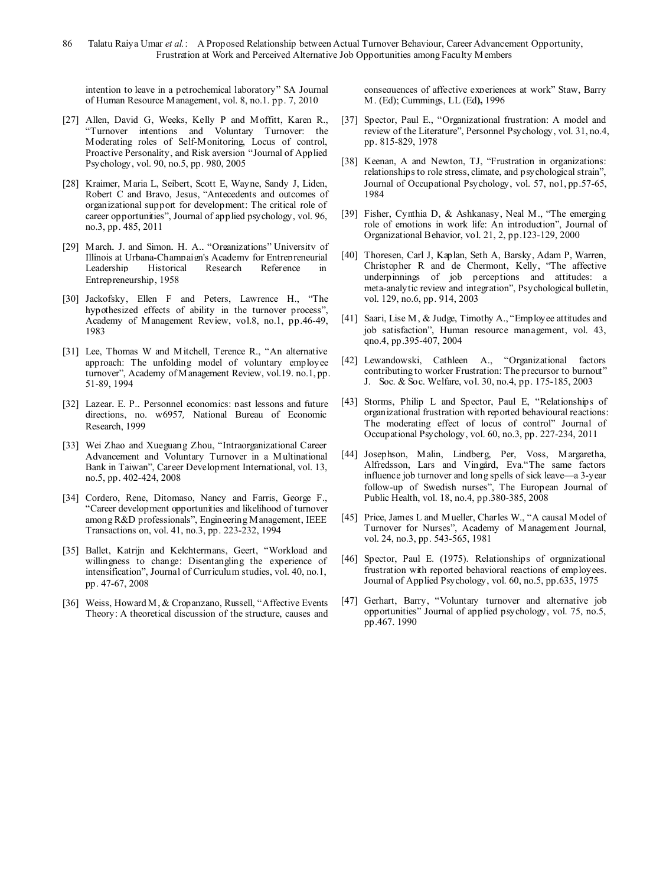intention to leave in a petrochemical laboratory" SA Journal of Human Resource Management, vol. 8, no.1. pp. 7, 2010

[27] Allen, David G, Weeks, Kelly P and Moffitt, Karen R., "Turnover intentions and Voluntary Turnover: the Moderating roles of Self-Monitoring, Locus of control, Proactive Personality, and Risk aversion "Journal of Applied Psychology, vol. 90, no.5, pp. 980, 2005

[28] Kraimer, Maria L, Seibert, Scott E, Wayne, Sandy J, Liden, Robert C and Bravo, Jesus, "Antecedents and outcomes of organizational support for development: The critical role of career opportunities", Journal of applied psychology, vol. 96, no.3, pp. 485, 2011

[29] March. J. and Simon. H. A.. "Organizations" University of Illinois at Urbana-Champaign's Academy for Entrepreneurial Leadership Historical Research Reference in Entrepreneurship, 1958

[30] Jackofsky, Ellen F and Peters, Lawrence H., "The hypothesized effects of ability in the turnover process", Academy of Management Review, vol.8, no.1, pp.46-49, 1983

[31] Lee, Thomas W and Mitchell, Terence R., "An alternative approach: The unfolding model of voluntary employee turnover", Academy of Management Review, vol.19. no.1, pp. 51-89, 1994

[32] Lazear. E. P.. Personnel economics: past lessons and future directions, no. w6957, National Bureau of Economic Research, 1999

[33] Wei Zhao and Xueguang Zhou, "Intraorganizational Career Advancement and Voluntary Turnover in a Multinational Bank in Taiwan", Career Development International, vol. 13, no.5, pp. 402-424, 2008

[34] Cordero, Rene, Ditomaso, Nancy and Farris, George F., "Career development opportunities and likelihood of turnover among R&D professionals", Engineering Management, IEEE Transactions on, vol. 41, no.3, pp. 223-232, 1994

[35] Ballet, Katrijn and Kelchtermans, Geert, "Workload and willingness to change: Disentangling the experience of intensification", Journal of Curriculum studies, vol. 40, no.1, pp. 47-67, 2008

[36] Weiss, Howard M, & Cropanzano, Russell, "Affective Events Theory: A theoretical discussion of the structure, causes and consequences of affective experiences at work" Staw, Barry M. (Ed); Cummings, LL (Ed**),** 1996

[37] Spector, Paul E., "Organizational frustration: A model and review of the Literature", Personnel Psychology, vol. 31, no.4, pp. 815-829, 1978

[38] Keenan, A and Newton, TJ, "Frustration in organizations: relationships to role stress, climate, and psychological strain", Journal of Occupational Psychology, vol. 57, no1, pp.57-65, 1984

[39] Fisher, Cynthia D, & Ashkanasy, Neal M., "The emerging role of emotions in work life: An introduction", Journal of Organizational Behavior, vol. 21, 2, pp.123-129, 2000

[40] Thoresen, Carl J, Kaplan, Seth A, Barsky, Adam P, Warren, Christopher R and de Chermont, Kelly, "The affective underpinnings of job perceptions and attitudes: a meta-analytic review and integration", Psychological bulletin, vol. 129, no.6, pp. 914, 2003

[41] Saari, Lise M, & Judge, Timothy A., "Employee attitudes and job satisfaction", Human resource management, vol. 43, qno.4, pp.395-407, 2004

[42] Lewandowski, Cathleen A., "Organizational factors contributing to worker Frustration: The precursor to burnout" J. Soc. & Soc. Welfare, vol. 30, no.4, pp. 175-185, 2003

[43] Storms, Philip L and Spector, Paul E, "Relationships of organizational frustration with reported behavioural reactions: The moderating effect of locus of control" Journal of Occupational Psychology, vol. 60, no.3, pp. 227-234, 2011

[44] Josephson, Malin, Lindberg, Per, Voss, Margaretha, Alfredsson, Lars and Vingård, Eva."The same factors influence job turnover and long spells of sick leave—a 3-year follow-up of Swedish nurses", The European Journal of Public Health, vol. 18, no.4, pp.380-385, 2008

[45] Price, James L and Mueller, Charles W., "A causal Model of Turnover for Nurses", Academy of Management Journal, vol. 24, no.3, pp. 543-565, 1981

[46] Spector, Paul E. (1975). Relationships of organizational frustration with reported behavioral reactions of employees. Journal of Applied Psychology, vol. 60, no.5, pp.635, 1975

[47] Gerhart, Barry, "Voluntary turnover and alternative job opportunities" Journal of applied psychology, vol. 75, no.5, pp.467. 1990